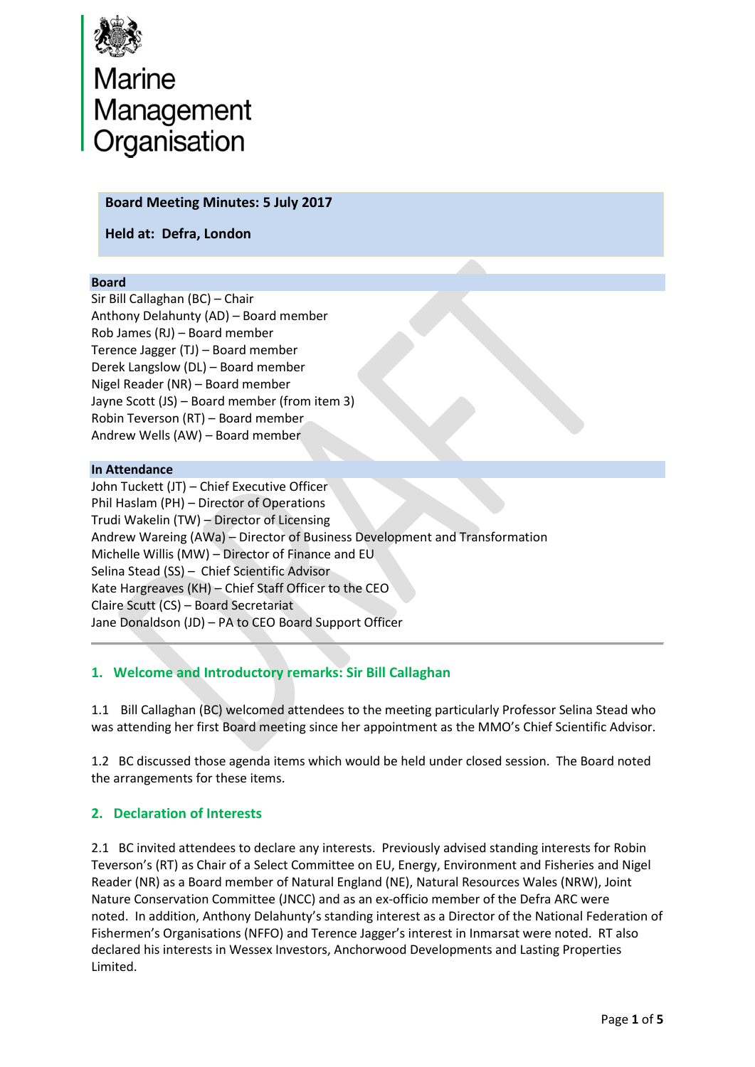Marine Management Organisation

**Board Meeting Minutes: 5 July 2017**

**Held at: Defra, London**

**Board**

Sir Bill Callaghan (BC) – Chair
Anthony Delahunty (AD) – Board member
Rob James (RJ) – Board member
Terence Jagger (TJ) – Board member
Derek Langslow (DL) – Board member
Nigel Reader (NR) – Board member
Jayne Scott (JS) – Board member (from item 3)
Robin Teverson (RT) – Board member
Andrew Wells (AW) – Board member

**In Attendance**

John Tuckett (JT) – Chief Executive Officer
Phil Haslam (PH) – Director of Operations
Trudi Wakelin (TW) – Director of Licensing
Andrew Wareing (AWa) – Director of Business Development and Transformation
Michelle Willis (MW) – Director of Finance and EU
Selina Stead (SS) – Chief Scientific Advisor
Kate Hargreaves (KH) – Chief Staff Officer to the CEO
Claire Scutt (CS) – Board Secretariat
Jane Donaldson (JD) – PA to CEO Board Support Officer

## 1. Welcome and Introductory remarks: Sir Bill Callaghan

1.1 Bill Callaghan (BC) welcomed attendees to the meeting particularly Professor Selina Stead who was attending her first Board meeting since her appointment as the MMO's Chief Scientific Advisor.

1.2 BC discussed those agenda items which would be held under closed session. The Board noted the arrangements for these items.

## 2. Declaration of Interests

2.1 BC invited attendees to declare any interests. Previously advised standing interests for Robin Teverson's (RT) as Chair of a Select Committee on EU, Energy, Environment and Fisheries and Nigel Reader (NR) as a Board member of Natural England (NE), Natural Resources Wales (NRW), Joint Nature Conservation Committee (JNCC) and as an ex-officio member of the Defra ARC were noted. In addition, Anthony Delahunty's standing interest as a Director of the National Federation of Fishermen's Organisations (NFFO) and Terence Jagger's interest in Inmarsat were noted. RT also declared his interests in Wessex Investors, Anchorwood Developments and Lasting Properties Limited.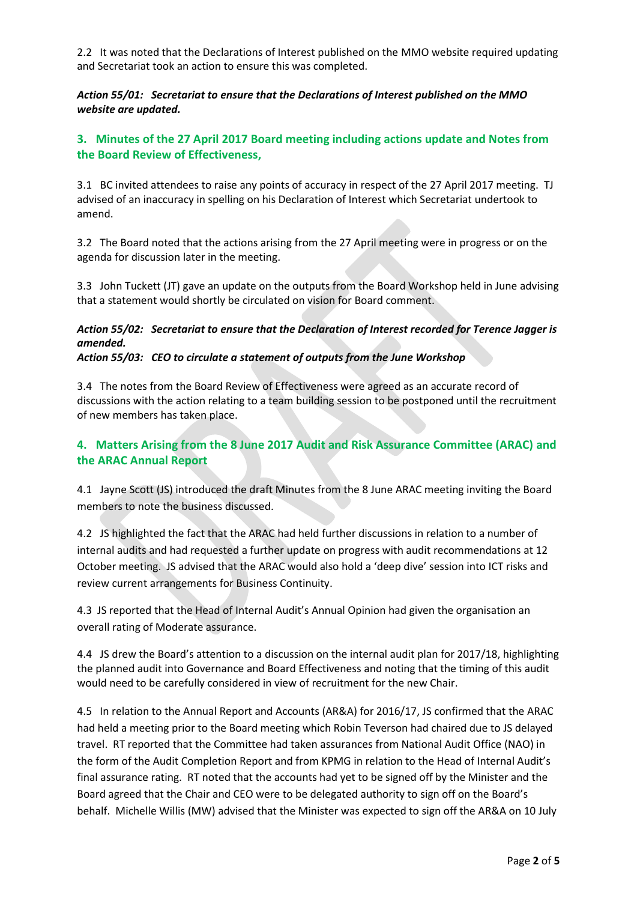2.2 It was noted that the Declarations of Interest published on the MMO website required updating and Secretariat took an action to ensure this was completed.

***Action 55/01: Secretariat to ensure that the Declarations of Interest published on the MMO website are updated.***

## 3. Minutes of the 27 April 2017 Board meeting including actions update and Notes from the Board Review of Effectiveness,

3.1 BC invited attendees to raise any points of accuracy in respect of the 27 April 2017 meeting. TJ advised of an inaccuracy in spelling on his Declaration of Interest which Secretariat undertook to amend.

3.2 The Board noted that the actions arising from the 27 April meeting were in progress or on the agenda for discussion later in the meeting.

3.3 John Tuckett (JT) gave an update on the outputs from the Board Workshop held in June advising that a statement would shortly be circulated on vision for Board comment.

***Action 55/02: Secretariat to ensure that the Declaration of Interest recorded for Terence Jagger is amended.***
***Action 55/03: CEO to circulate a statement of outputs from the June Workshop***

3.4 The notes from the Board Review of Effectiveness were agreed as an accurate record of discussions with the action relating to a team building session to be postponed until the recruitment of new members has taken place.

## 4. Matters Arising from the 8 June 2017 Audit and Risk Assurance Committee (ARAC) and the ARAC Annual Report

4.1 Jayne Scott (JS) introduced the draft Minutes from the 8 June ARAC meeting inviting the Board members to note the business discussed.

4.2 JS highlighted the fact that the ARAC had held further discussions in relation to a number of internal audits and had requested a further update on progress with audit recommendations at 12 October meeting. JS advised that the ARAC would also hold a 'deep dive' session into ICT risks and review current arrangements for Business Continuity.

4.3 JS reported that the Head of Internal Audit's Annual Opinion had given the organisation an overall rating of Moderate assurance.

4.4 JS drew the Board's attention to a discussion on the internal audit plan for 2017/18, highlighting the planned audit into Governance and Board Effectiveness and noting that the timing of this audit would need to be carefully considered in view of recruitment for the new Chair.

4.5 In relation to the Annual Report and Accounts (AR&A) for 2016/17, JS confirmed that the ARAC had held a meeting prior to the Board meeting which Robin Teverson had chaired due to JS delayed travel. RT reported that the Committee had taken assurances from National Audit Office (NAO) in the form of the Audit Completion Report and from KPMG in relation to the Head of Internal Audit's final assurance rating. RT noted that the accounts had yet to be signed off by the Minister and the Board agreed that the Chair and CEO were to be delegated authority to sign off on the Board's behalf. Michelle Willis (MW) advised that the Minister was expected to sign off the AR&A on 10 July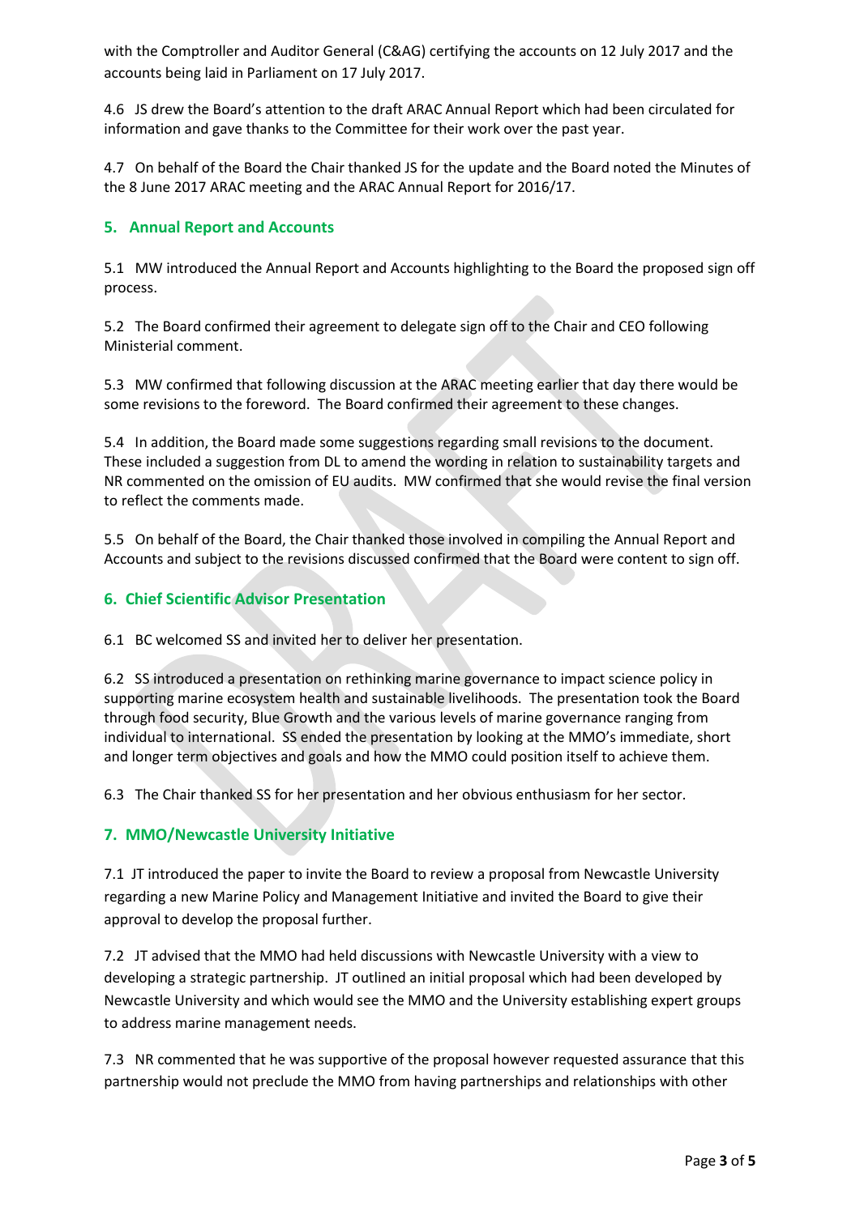with the Comptroller and Auditor General (C&AG) certifying the accounts on 12 July 2017 and the accounts being laid in Parliament on 17 July 2017.

4.6 JS drew the Board's attention to the draft ARAC Annual Report which had been circulated for information and gave thanks to the Committee for their work over the past year.

4.7 On behalf of the Board the Chair thanked JS for the update and the Board noted the Minutes of the 8 June 2017 ARAC meeting and the ARAC Annual Report for 2016/17.

## 5. Annual Report and Accounts

5.1 MW introduced the Annual Report and Accounts highlighting to the Board the proposed sign off process.

5.2 The Board confirmed their agreement to delegate sign off to the Chair and CEO following Ministerial comment.

5.3 MW confirmed that following discussion at the ARAC meeting earlier that day there would be some revisions to the foreword. The Board confirmed their agreement to these changes.

5.4 In addition, the Board made some suggestions regarding small revisions to the document. These included a suggestion from DL to amend the wording in relation to sustainability targets and NR commented on the omission of EU audits. MW confirmed that she would revise the final version to reflect the comments made.

5.5 On behalf of the Board, the Chair thanked those involved in compiling the Annual Report and Accounts and subject to the revisions discussed confirmed that the Board were content to sign off.

## 6. Chief Scientific Advisor Presentation

6.1 BC welcomed SS and invited her to deliver her presentation.

6.2 SS introduced a presentation on rethinking marine governance to impact science policy in supporting marine ecosystem health and sustainable livelihoods. The presentation took the Board through food security, Blue Growth and the various levels of marine governance ranging from individual to international. SS ended the presentation by looking at the MMO's immediate, short and longer term objectives and goals and how the MMO could position itself to achieve them.

6.3 The Chair thanked SS for her presentation and her obvious enthusiasm for her sector.

## 7. MMO/Newcastle University Initiative

7.1 JT introduced the paper to invite the Board to review a proposal from Newcastle University regarding a new Marine Policy and Management Initiative and invited the Board to give their approval to develop the proposal further.

7.2 JT advised that the MMO had held discussions with Newcastle University with a view to developing a strategic partnership. JT outlined an initial proposal which had been developed by Newcastle University and which would see the MMO and the University establishing expert groups to address marine management needs.

7.3 NR commented that he was supportive of the proposal however requested assurance that this partnership would not preclude the MMO from having partnerships and relationships with other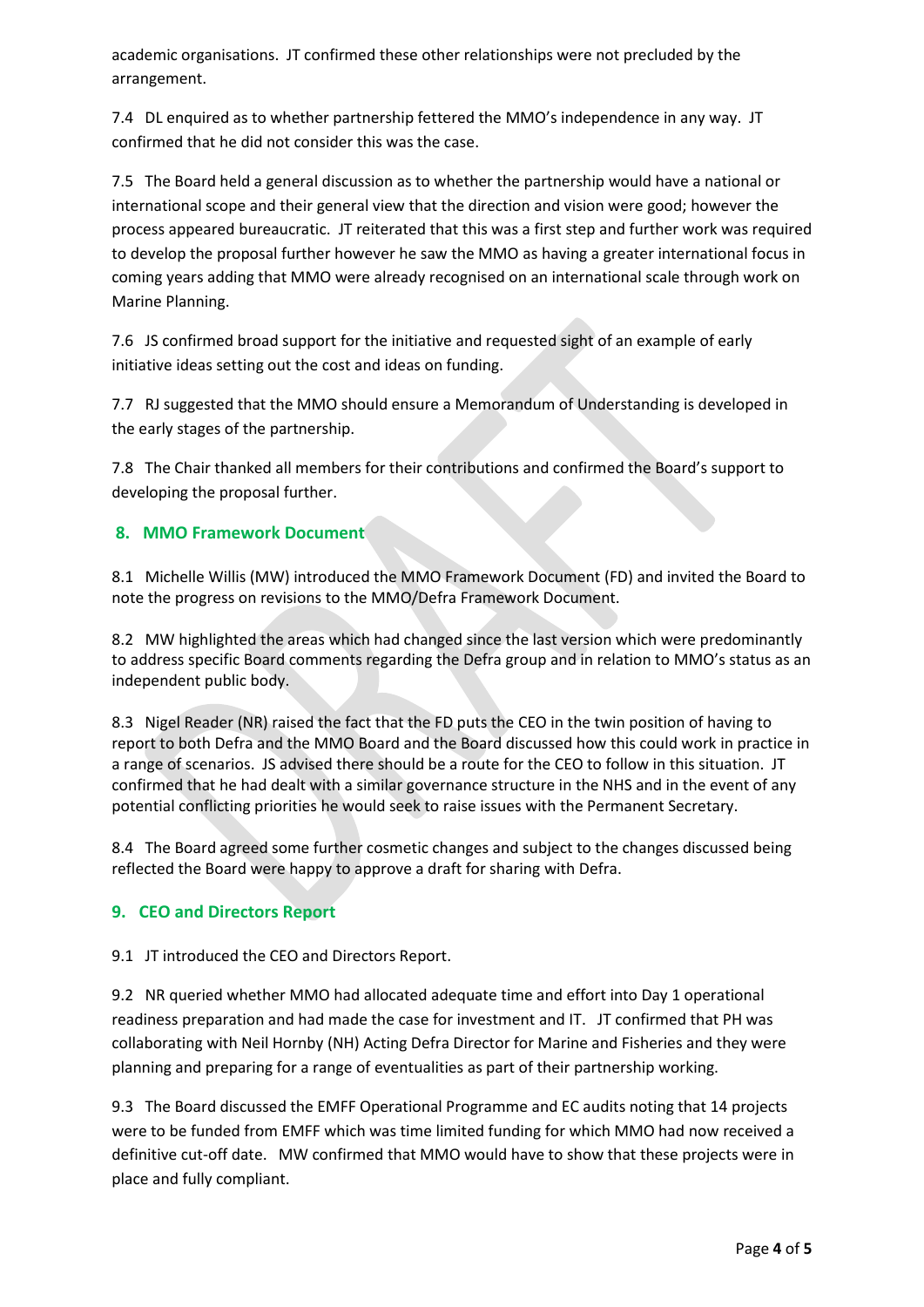academic organisations. JT confirmed these other relationships were not precluded by the arrangement.

7.4 DL enquired as to whether partnership fettered the MMO's independence in any way. JT confirmed that he did not consider this was the case.

7.5 The Board held a general discussion as to whether the partnership would have a national or international scope and their general view that the direction and vision were good; however the process appeared bureaucratic. JT reiterated that this was a first step and further work was required to develop the proposal further however he saw the MMO as having a greater international focus in coming years adding that MMO were already recognised on an international scale through work on Marine Planning.

7.6 JS confirmed broad support for the initiative and requested sight of an example of early initiative ideas setting out the cost and ideas on funding.

7.7 RJ suggested that the MMO should ensure a Memorandum of Understanding is developed in the early stages of the partnership.

7.8 The Chair thanked all members for their contributions and confirmed the Board's support to developing the proposal further.

## 8. MMO Framework Document

8.1 Michelle Willis (MW) introduced the MMO Framework Document (FD) and invited the Board to note the progress on revisions to the MMO/Defra Framework Document.

8.2 MW highlighted the areas which had changed since the last version which were predominantly to address specific Board comments regarding the Defra group and in relation to MMO's status as an independent public body.

8.3 Nigel Reader (NR) raised the fact that the FD puts the CEO in the twin position of having to report to both Defra and the MMO Board and the Board discussed how this could work in practice in a range of scenarios. JS advised there should be a route for the CEO to follow in this situation. JT confirmed that he had dealt with a similar governance structure in the NHS and in the event of any potential conflicting priorities he would seek to raise issues with the Permanent Secretary.

8.4 The Board agreed some further cosmetic changes and subject to the changes discussed being reflected the Board were happy to approve a draft for sharing with Defra.

## 9. CEO and Directors Report

9.1 JT introduced the CEO and Directors Report.

9.2 NR queried whether MMO had allocated adequate time and effort into Day 1 operational readiness preparation and had made the case for investment and IT. JT confirmed that PH was collaborating with Neil Hornby (NH) Acting Defra Director for Marine and Fisheries and they were planning and preparing for a range of eventualities as part of their partnership working.

9.3 The Board discussed the EMFF Operational Programme and EC audits noting that 14 projects were to be funded from EMFF which was time limited funding for which MMO had now received a definitive cut-off date. MW confirmed that MMO would have to show that these projects were in place and fully compliant.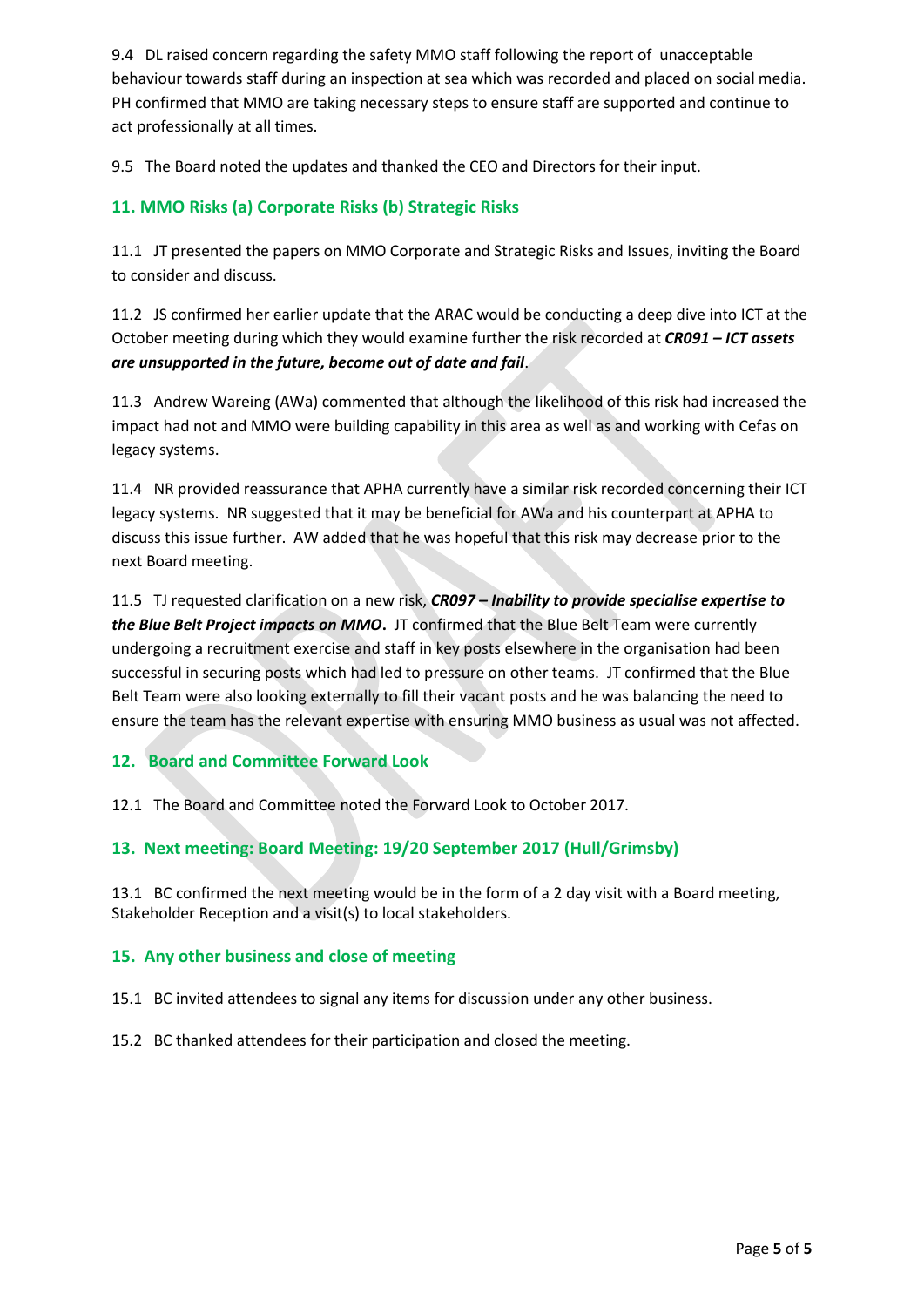9.4 DL raised concern regarding the safety MMO staff following the report of unacceptable behaviour towards staff during an inspection at sea which was recorded and placed on social media. PH confirmed that MMO are taking necessary steps to ensure staff are supported and continue to act professionally at all times.

9.5 The Board noted the updates and thanked the CEO and Directors for their input.

## 11. MMO Risks (a) Corporate Risks (b) Strategic Risks

11.1 JT presented the papers on MMO Corporate and Strategic Risks and Issues, inviting the Board to consider and discuss.

11.2 JS confirmed her earlier update that the ARAC would be conducting a deep dive into ICT at the October meeting during which they would examine further the risk recorded at ***CR091 – ICT assets are unsupported in the future, become out of date and fail***.

11.3 Andrew Wareing (AWa) commented that although the likelihood of this risk had increased the impact had not and MMO were building capability in this area as well as and working with Cefas on legacy systems.

11.4 NR provided reassurance that APHA currently have a similar risk recorded concerning their ICT legacy systems. NR suggested that it may be beneficial for AWa and his counterpart at APHA to discuss this issue further. AW added that he was hopeful that this risk may decrease prior to the next Board meeting.

11.5 TJ requested clarification on a new risk, ***CR097 – Inability to provide specialise expertise to the Blue Belt Project impacts on MMO*****.** JT confirmed that the Blue Belt Team were currently undergoing a recruitment exercise and staff in key posts elsewhere in the organisation had been successful in securing posts which had led to pressure on other teams. JT confirmed that the Blue Belt Team were also looking externally to fill their vacant posts and he was balancing the need to ensure the team has the relevant expertise with ensuring MMO business as usual was not affected.

## 12. Board and Committee Forward Look

12.1 The Board and Committee noted the Forward Look to October 2017.

## 13. Next meeting: Board Meeting: 19/20 September 2017 (Hull/Grimsby)

13.1 BC confirmed the next meeting would be in the form of a 2 day visit with a Board meeting, Stakeholder Reception and a visit(s) to local stakeholders.

## 15. Any other business and close of meeting

15.1 BC invited attendees to signal any items for discussion under any other business.

15.2 BC thanked attendees for their participation and closed the meeting.